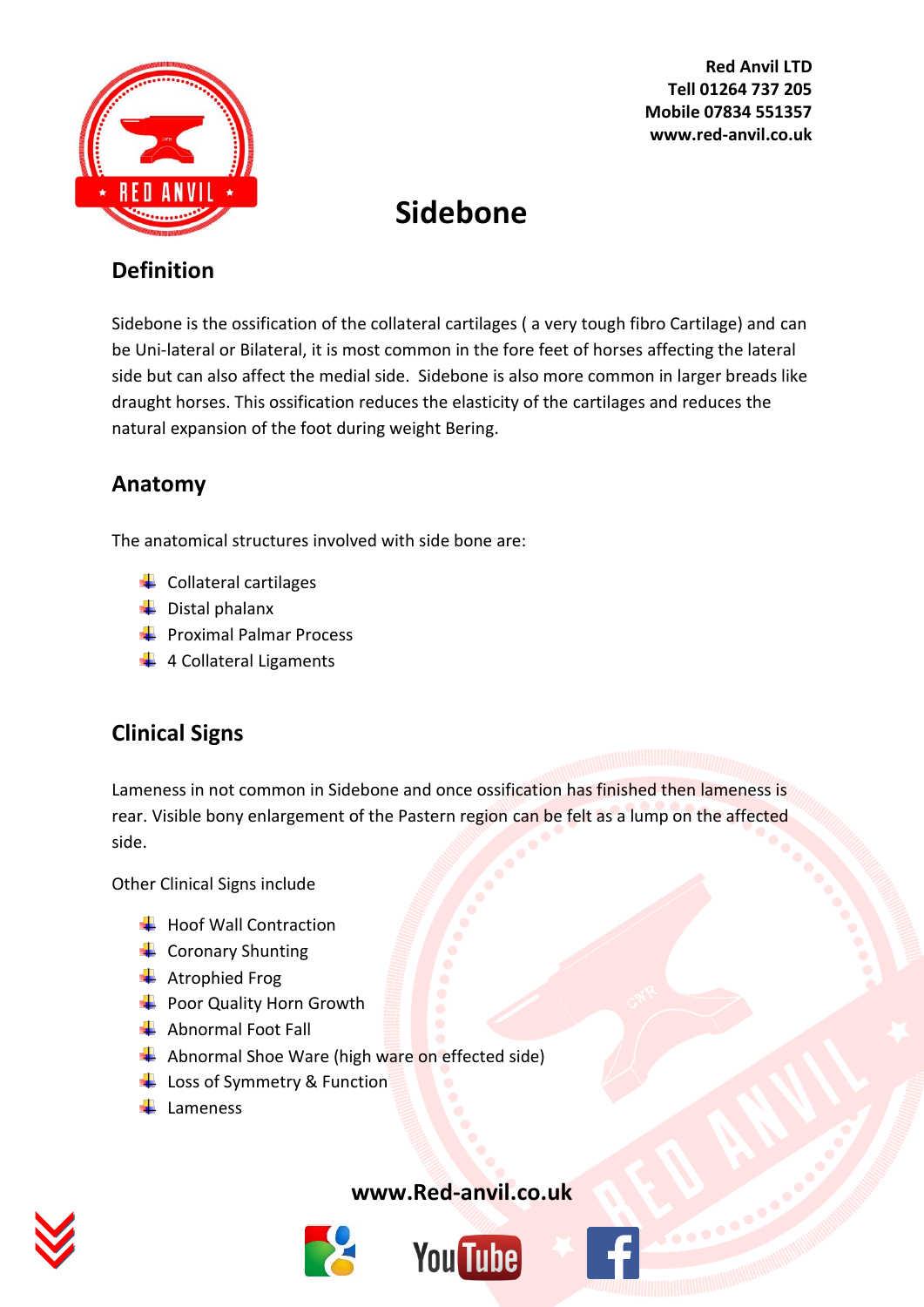Red Anvil LTD
Tell 01264 737 205
Mobile 07834 551357
www.red-anvil.co.uk

# Sidebone

## Definition

Sidebone is the ossification of the collateral cartilages ( a very tough fibro Cartilage) and can be Uni-lateral or Bilateral, it is most common in the fore feet of horses affecting the lateral side but can also affect the medial side. Sidebone is also more common in larger breads like draught horses. This ossification reduces the elasticity of the cartilages and reduces the natural expansion of the foot during weight Bering.

## Anatomy

The anatomical structures involved with side bone are:

- Collateral cartilages
- Distal phalanx
- Proximal Palmar Process
- 4 Collateral Ligaments

## Clinical Signs

Lameness in not common in Sidebone and once ossification has finished then lameness is rear. Visible bony enlargement of the Pastern region can be felt as a lump on the affected side.

Other Clinical Signs include

- Hoof Wall Contraction
- Coronary Shunting
- Atrophied Frog
- Poor Quality Horn Growth
- Abnormal Foot Fall
- Abnormal Shoe Ware (high ware on effected side)
- Loss of Symmetry & Function
- Lameness

www.Red-anvil.co.uk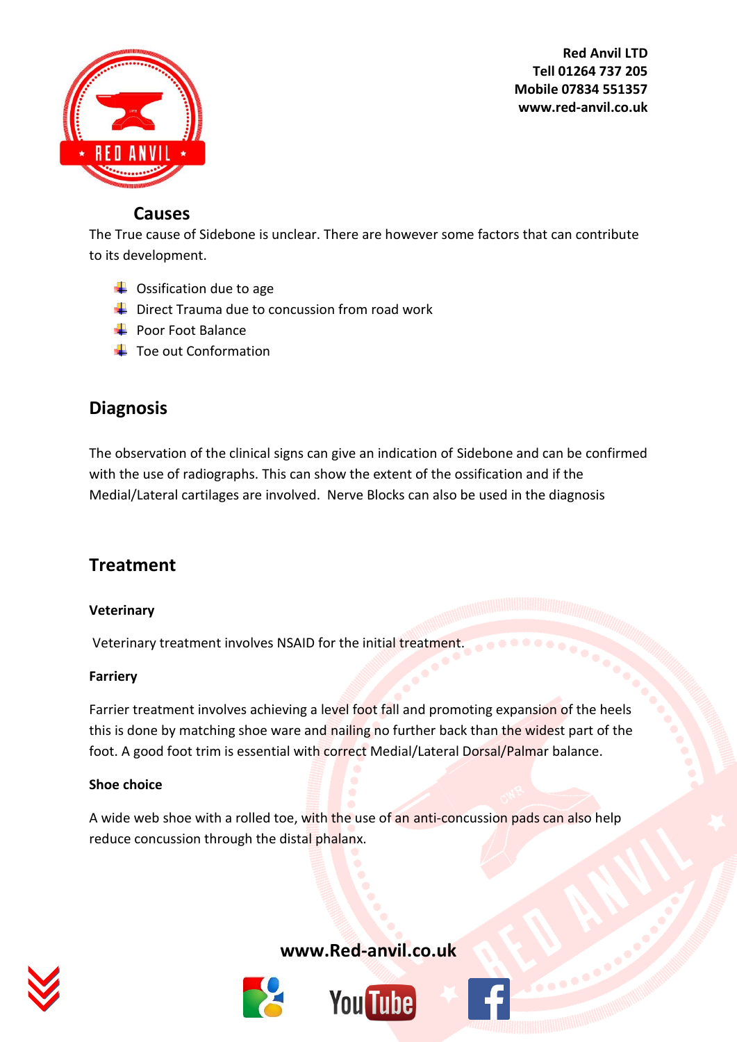## Causes

The True cause of Sidebone is unclear. There are however some factors that can contribute to its development.

- Ossification due to age
- Direct Trauma due to concussion from road work
- Poor Foot Balance
- Toe out Conformation

## Diagnosis

The observation of the clinical signs can give an indication of Sidebone and can be confirmed with the use of radiographs. This can show the extent of the ossification and if the Medial/Lateral cartilages are involved. Nerve Blocks can also be used in the diagnosis

## Treatment

**Veterinary**

Veterinary treatment involves NSAID for the initial treatment.

**Farriery**

Farrier treatment involves achieving a level foot fall and promoting expansion of the heels this is done by matching shoe ware and nailing no further back than the widest part of the foot. A good foot trim is essential with correct Medial/Lateral Dorsal/Palmar balance.

**Shoe choice**

A wide web shoe with a rolled toe, with the use of an anti-concussion pads can also help reduce concussion through the distal phalanx.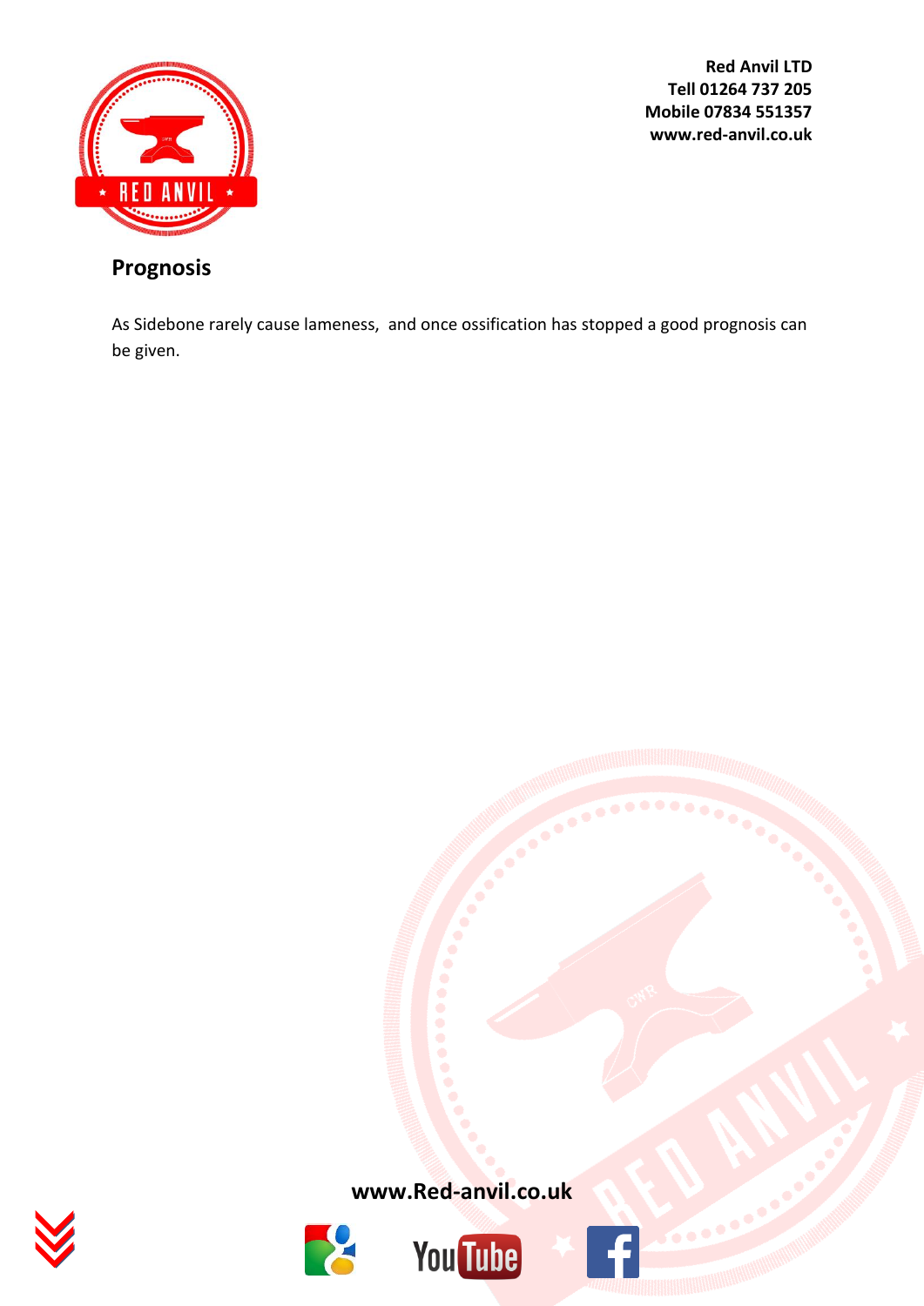## Prognosis

As Sidebone rarely cause lameness,  and once ossification has stopped a good prognosis can be given.